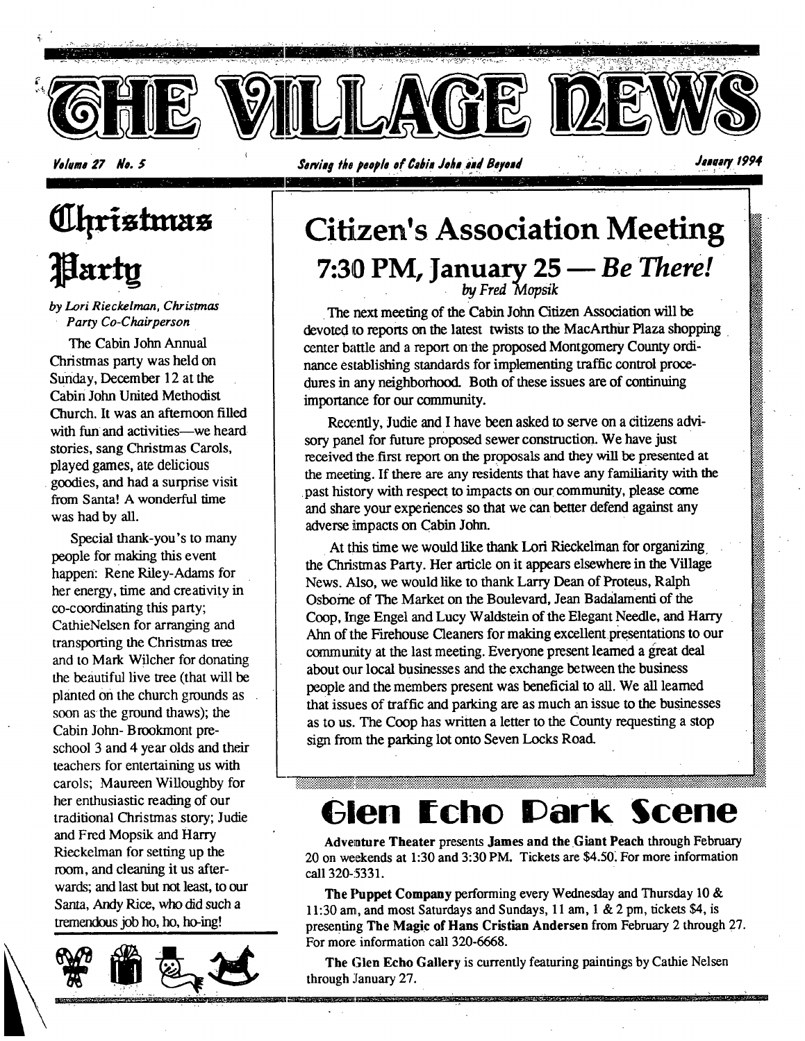# THE VILLAGE NEWS

*Volume 27 No. 5* | *Serving the people of Cabin John and Beyond* | *January 1994*

## Christmas Party

*by Lori Rieckelman, Christmas Party Co-Chairperson*

The Cabin John Annual Christmas party was held on Sunday, December 12 at the Cabin John United Methodist Church. It was an afternoon filled with fun and activities—we heard stories, sang Christmas Carols, played games, ate delicious goodies, and had a surprise visit from Santa! A wonderful time was had by all.

Special thank-you's to many people for making this event happen: Rene Riley-Adams for her energy, time and creativity in co-coordinating this party; CathieNelsen for arranging and transporting the Christmas tree and to Mark Wilcher for donating the beautiful live tree (that will be planted on the church grounds as soon as the ground thaws); the Cabin John- Brookmont pre-school 3 and 4 year olds and their teachers for entertaining us with carols; Maureen Willoughby for her enthusiastic reading of our traditional Christmas story; Judie and Fred Mopsik and Harry Rieckelman for setting up the room, and cleaning it us afterwards; and last but not least, to our Santa, Andy Rice, who did such a tremendous job ho, ho, ho-ing!

## Citizen's Association Meeting
### 7:30 PM, January 25 — *Be There!*

*by Fred Mopsik*

The next meeting of the Cabin John Citizen Association will be devoted to reports on the latest twists to the MacArthur Plaza shopping center battle and a report on the proposed Montgomery County ordinance establishing standards for implementing traffic control procedures in any neighborhood. Both of these issues are of continuing importance for our community.

Recently, Judie and I have been asked to serve on a citizens advisory panel for future proposed sewer construction. We have just received the first report on the proposals and they will be presented at the meeting. If there are any residents that have any familiarity with the past history with respect to impacts on our community, please come and share your experiences so that we can better defend against any adverse impacts on Cabin John.

At this time we would like thank Lori Rieckelman for organizing the Christmas Party. Her article on it appears elsewhere in the Village News. Also, we would like to thank Larry Dean of Proteus, Ralph Osborne of The Market on the Boulevard, Jean Badalamenti of the Coop, Inge Engel and Lucy Waldstein of the Elegant Needle, and Harry Ahn of the Firehouse Cleaners for making excellent presentations to our community at the last meeting. Everyone present learned a great deal about our local businesses and the exchange between the business people and the members present was beneficial to all. We all learned that issues of traffic and parking are as much an issue to the businesses as to us. The Coop has written a letter to the County requesting a stop sign from the parking lot onto Seven Locks Road.

## Glen Echo Park Scene

**Adventure Theater** presents **James and the Giant Peach** through February 20 on weekends at 1:30 and 3:30 PM. Tickets are $4.50. For more information call 320-5331.

**The Puppet Company** performing every Wednesday and Thursday 10 & 11:30 am, and most Saturdays and Sundays, 11 am, 1 & 2 pm, tickets $4, is presenting **The Magic of Hans Cristian Andersen** from February 2 through 27. For more information call 320-6668.

**The Glen Echo Gallery** is currently featuring paintings by Cathie Nelsen through January 27.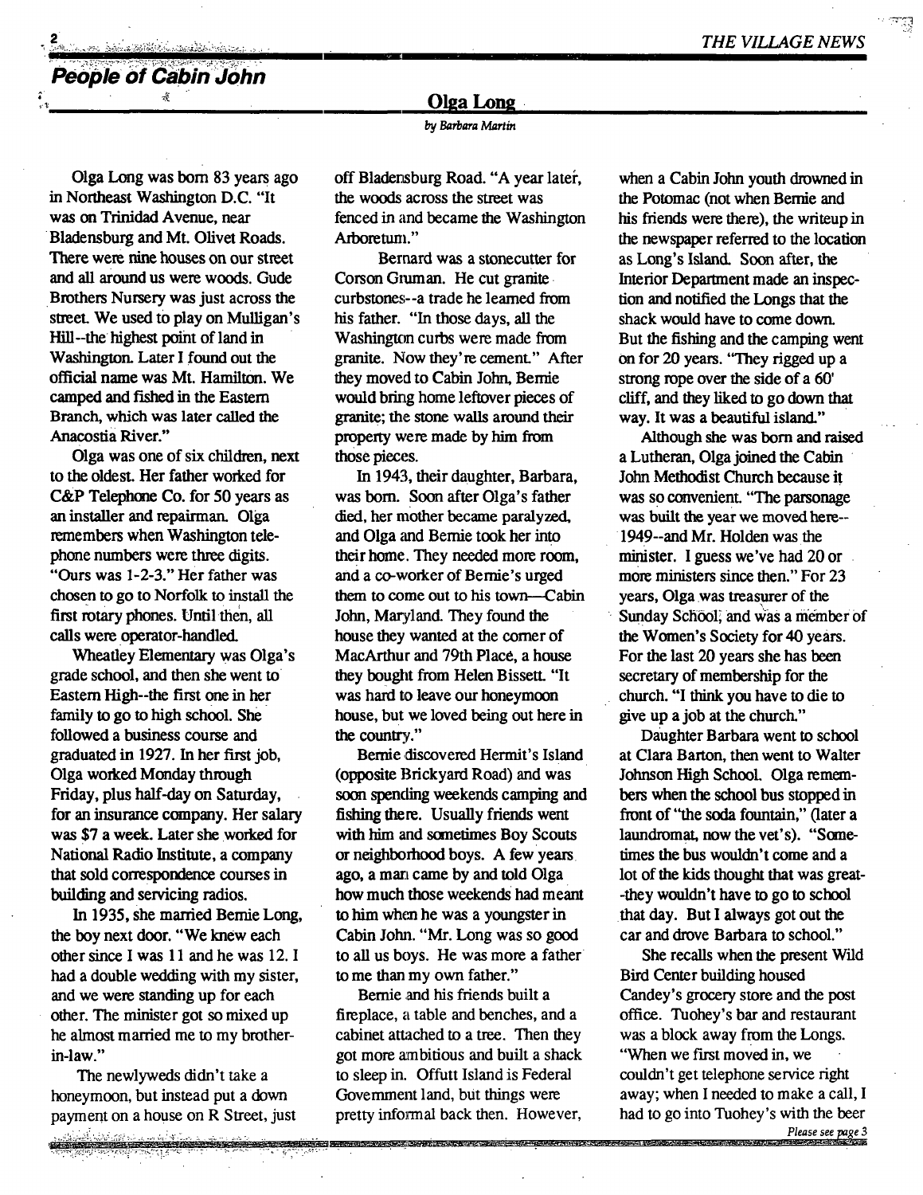## People of Cabin John

### Olga Long

*by Barbara Martin*

Olga Long was born 83 years ago in Northeast Washington D.C. "It was on Trinidad Avenue, near Bladensburg and Mt. Olivet Roads. There were nine houses on our street and all around us were woods. Gude Brothers Nursery was just across the street. We used to play on Mulligan's Hill--the highest point of land in Washington. Later I found out the official name was Mt. Hamilton. We camped and fished in the Eastern Branch, which was later called the Anacostia River."

Olga was one of six children, next to the oldest. Her father worked for C&P Telephone Co. for 50 years as an installer and repairman. Olga remembers when Washington telephone numbers were three digits. "Ours was 1-2-3." Her father was chosen to go to Norfolk to install the first rotary phones. Until then, all calls were operator-handled.

Wheatley Elementary was Olga's grade school, and then she went to Eastern High--the first one in her family to go to high school. She followed a business course and graduated in 1927. In her first job, Olga worked Monday through Friday, plus half-day on Saturday, for an insurance company. Her salary was $7 a week. Later she worked for National Radio Institute, a company that sold correspondence courses in building and servicing radios.

In 1935, she married Bernie Long, the boy next door. "We knew each other since I was 11 and he was 12. I had a double wedding with my sister, and we were standing up for each other. The minister got so mixed up he almost married me to my brother-in-law."

The newlyweds didn't take a honeymoon, but instead put a down payment on a house on R Street, just off Bladensburg Road. "A year later, the woods across the street was fenced in and became the Washington Arboretum."

Bernard was a stonecutter for Corson Gruman. He cut granite curbstones--a trade he learned from his father. "In those days, all the Washington curbs were made from granite. Now they're cement." After they moved to Cabin John, Bernie would bring home leftover pieces of granite; the stone walls around their property were made by him from those pieces.

In 1943, their daughter, Barbara, was born. Soon after Olga's father died, her mother became paralyzed, and Olga and Bernie took her into their home. They needed more room, and a co-worker of Bernie's urged them to come out to his town—Cabin John, Maryland. They found the house they wanted at the corner of MacArthur and 79th Place, a house they bought from Helen Bissett. "It was hard to leave our honeymoon house, but we loved being out here in the country."

Bernie discovered Hermit's Island (opposite Brickyard Road) and was soon spending weekends camping and fishing there. Usually friends went with him and sometimes Boy Scouts or neighborhood boys. A few years ago, a man came by and told Olga how much those weekends had meant to him when he was a youngster in Cabin John. "Mr. Long was so good to all us boys. He was more a father to me than my own father."

Bernie and his friends built a fireplace, a table and benches, and a cabinet attached to a tree. Then they got more ambitious and built a shack to sleep in. Offutt Island is Federal Government land, but things were pretty informal back then. However, when a Cabin John youth drowned in the Potomac (not when Bernie and his friends were there), the writeup in the newspaper referred to the location as Long's Island. Soon after, the Interior Department made an inspection and notified the Longs that the shack would have to come down. But the fishing and the camping went on for 20 years. "They rigged up a strong rope over the side of a 60' cliff, and they liked to go down that way. It was a beautiful island."

Although she was born and raised a Lutheran, Olga joined the Cabin John Methodist Church because it was so convenient. "The parsonage was built the year we moved here--1949--and Mr. Holden was the minister. I guess we've had 20 or more ministers since then." For 23 years, Olga was treasurer of the Sunday School, and was a member of the Women's Society for 40 years. For the last 20 years she has been secretary of membership for the church. "I think you have to die to give up a job at the church."

Daughter Barbara went to school at Clara Barton, then went to Walter Johnson High School. Olga remembers when the school bus stopped in front of "the soda fountain," (later a laundromat, now the vet's). "Sometimes the bus wouldn't come and a lot of the kids thought that was great--they wouldn't have to go to school that day. But I always got out the car and drove Barbara to school."

She recalls when the present Wild Bird Center building housed Candey's grocery store and the post office. Tuohey's bar and restaurant was a block away from the Longs. "When we first moved in, we couldn't get telephone service right away; when I needed to make a call, I had to go into Tuohey's with the beer

*Please see page 3*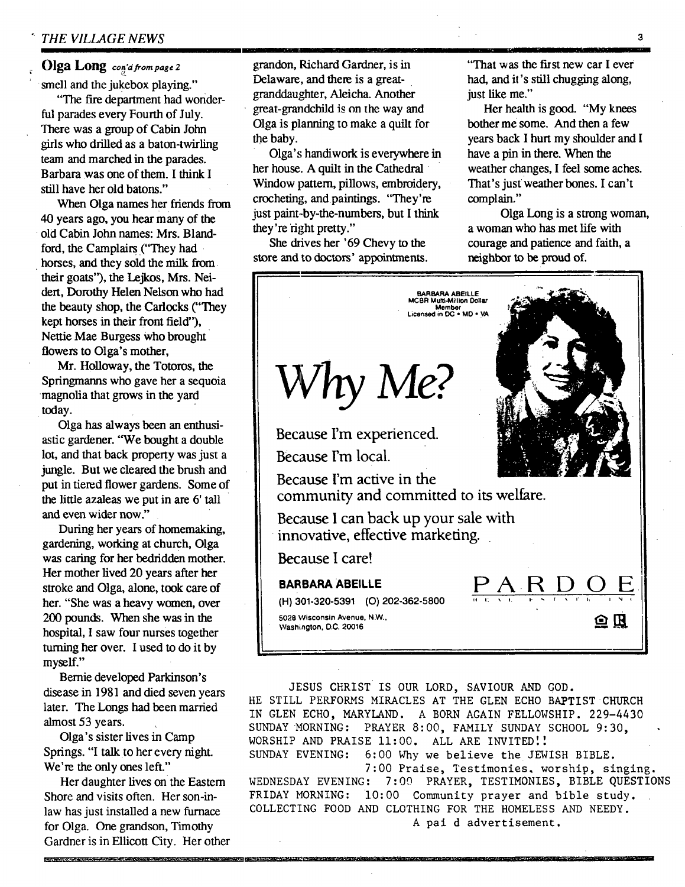**Olga Long** *con'd from page 2*

smell and the jukebox playing."

"The fire department had wonderful parades every Fourth of July. There was a group of Cabin John girls who drilled as a baton-twirling team and marched in the parades. Barbara was one of them. I think I still have her old batons."

When Olga names her friends from 40 years ago, you hear many of the old Cabin John names: Mrs. Blandford, the Camplairs ("They had horses, and they sold the milk from their goats"), the Lejkos, Mrs. Neidert, Dorothy Helen Nelson who had the beauty shop, the Carlocks ("They kept horses in their front field"), Nettie Mae Burgess who brought flowers to Olga's mother,

Mr. Holloway, the Totoros, the Springmanns who gave her a sequoia magnolia that grows in the yard today.

Olga has always been an enthusiastic gardener. "We bought a double lot, and that back property was just a jungle. But we cleared the brush and put in tiered flower gardens. Some of the little azaleas we put in are 6' tall and even wider now."

During her years of homemaking, gardening, working at church, Olga was caring for her bedridden mother. Her mother lived 20 years after her stroke and Olga, alone, took care of her. "She was a heavy women, over 200 pounds. When she was in the hospital, I saw four nurses together turning her over. I used to do it by myself."

Bernie developed Parkinson's disease in 1981 and died seven years later. The Longs had been married almost 53 years.

Olga's sister lives in Camp Springs. "I talk to her every night. We're the only ones left."

Her daughter lives on the Eastern Shore and visits often. Her son-in-law has just installed a new furnace for Olga. One grandson, Timothy Gardner is in Ellicott City. Her other grandson, Richard Gardner, is in Delaware, and there is a great-granddaughter, Aleicha. Another great-grandchild is on the way and Olga is planning to make a quilt for the baby.

Olga's handiwork is everywhere in her house. A quilt in the Cathedral Window pattern, pillows, embroidery, crocheting, and paintings. "They're just paint-by-the-numbers, but I think they're right pretty."

She drives her '69 Chevy to the store and to doctors' appointments. "That was the first new car I ever had, and it's still chugging along, just like me."

Her health is good. "My knees bother me some. And then a few years back I hurt my shoulder and I have a pin in there. When the weather changes, I feel some aches. That's just weather bones. I can't complain."

Olga Long is a strong woman, a woman who has met life with courage and patience and faith, a neighbor to be proud of.

---

BARBARA ABEILLE
MCBR Multi-Million Dollar Member
Licensed in DC • MD • VA

# *Why Me?*

Because I'm experienced.

Because I'm local.

Because I'm active in the community and committed to its welfare.

Because I can back up your sale with innovative, effective marketing.

Because I care!

**BARBARA ABEILLE**
(H) 301-320-5391 (O) 202-362-5800
5028 Wisconsin Avenue, N.W., Washington, D.C. 20016

PARDOE REAL ESTATE INC

---

JESUS CHRIST IS OUR LORD, SAVIOUR AND GOD.
HE STILL PERFORMS MIRACLES AT THE GLEN ECHO BAPTIST CHURCH IN GLEN ECHO, MARYLAND. A BORN AGAIN FELLOWSHIP. 229-4430
SUNDAY MORNING: PRAYER 8:00, FAMILY SUNDAY SCHOOL 9:30, WORSHIP AND PRAISE 11:00. ALL ARE INVITED!!
SUNDAY EVENING: 6:00 Why we believe the JEWISH BIBLE.
7:00 Praise, Testimonies, worship, singing.
WEDNESDAY EVENING: 7:00 PRAYER, TESTIMONIES, BIBLE QUESTIONS
FRIDAY MORNING: 10:00 Community prayer and bible study.
COLLECTING FOOD AND CLOTHING FOR THE HOMELESS AND NEEDY.
A pai d advertisement.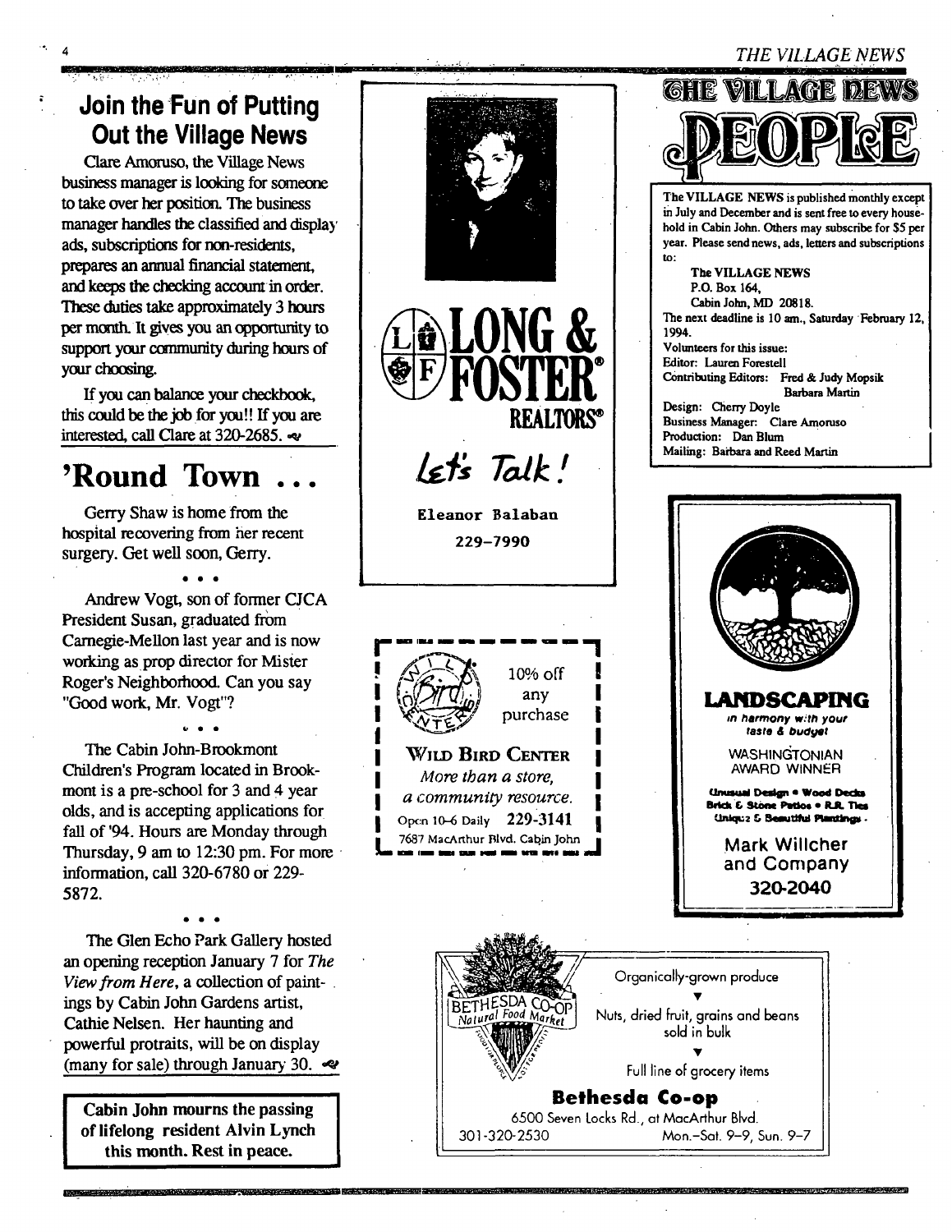## Join the Fun of Putting Out the Village News

Clare Amoruso, the Village News business manager is looking for someone to take over her position. The business manager handles the classified and display ads, subscriptions for non-residents, prepares an annual financial statement, and keeps the checking account in order. These duties take approximately 3 hours per month. It gives you an opportunity to support your community during hours of your choosing.

If you can balance your checkbook, this could be the job for you!! If you are interested, call Clare at 320-2685.

## 'Round Town ...

Gerry Shaw is home from the hospital recovering from her recent surgery. Get well soon, Gerry.

• • •

Andrew Vogt, son of former CJCA President Susan, graduated from Carnegie-Mellon last year and is now working as prop director for Mister Roger's Neighborhood. Can you say "Good work, Mr. Vogt"?

• • •

The Cabin John-Brookmont Children's Program located in Brookmont is a pre-school for 3 and 4 year olds, and is accepting applications for fall of '94. Hours are Monday through Thursday, 9 am to 12:30 pm. For more information, call 320-6780 or 229-5872.

• • •

The Glen Echo Park Gallery hosted an opening reception January 7 for *The View from Here*, a collection of paintings by Cabin John Gardens artist, Cathie Nelsen. Her haunting and powerful protraits, will be on display (many for sale) through January 30.

**Cabin John mourns the passing of lifelong resident Alvin Lynch this month. Rest in peace.**

---

**LONG & FOSTER REALTORS®**

*Let's Talk!*

Eleanor Balaban
229-7990

---

10% off any purchase

**WILD BIRD CENTER**

*More than a store, a community resource.*

Open 10–6 Daily 229-3141
7687 MacArthur Blvd. Cabin John

---

## THE VILLAGE NEWS PEOPLE

The VILLAGE NEWS is published monthly except in July and December and is sent free to every household in Cabin John. Others may subscribe for $5 per year. Please send news, ads, letters and subscriptions to:

The VILLAGE NEWS
P.O. Box 164,
Cabin John, MD 20818.

The next deadline is 10 am., Saturday February 12, 1994.

Volunteers for this issue:
Editor: Lauren Forestell
Contributing Editors: Fred & Judy Mopsik, Barbara Martin
Design: Cherry Doyle
Business Manager: Clare Amoruso
Production: Dan Blum
Mailing: Barbara and Reed Martin

---

**LANDSCAPING**

*in harmony with your taste & budget*

WASHINGTONIAN AWARD WINNER

Unusual Design • Wood Decks
Brick & Stone Patios • R.R. Ties
Unique & Beautiful Plantings

Mark Willcher and Company
320-2040

---

BETHESDA CO-OP Natural Food Market

Organically-grown produce

Nuts, dried fruit, grains and beans sold in bulk

Full line of grocery items

**Bethesda Co-op**

6500 Seven Locks Rd., at MacArthur Blvd.
301-320-2530 Mon.–Sat. 9–9, Sun. 9–7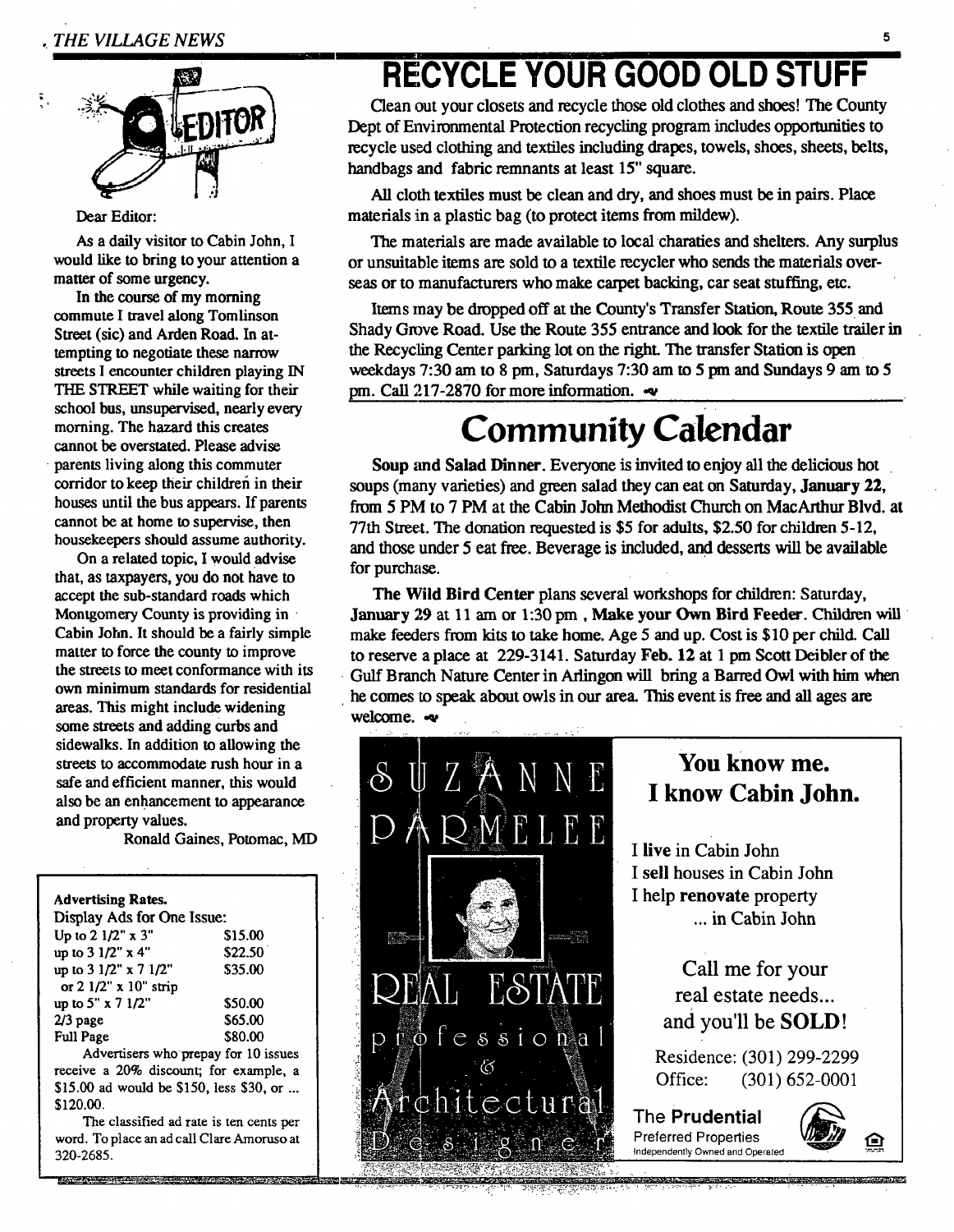Dear Editor:

As a daily visitor to Cabin John, I would like to bring to your attention a matter of some urgency.

In the course of my morning commute I travel along Tomlinson Street (sic) and Arden Road. In attempting to negotiate these narrow streets I encounter children playing IN THE STREET while waiting for their school bus, unsupervised, nearly every morning. The hazard this creates cannot be overstated. Please advise parents living along this commuter corridor to keep their children in their houses until the bus appears. If parents cannot be at home to supervise, then housekeepers should assume authority.

On a related topic, I would advise that, as taxpayers, you do not have to accept the sub-standard roads which Montgomery County is providing in Cabin John. It should be a fairly simple matter to force the county to improve the streets to meet conformance with its own minimum standards for residential areas. This might include widening some streets and adding curbs and sidewalks. In addition to allowing the streets to accommodate rush hour in a safe and efficient manner, this would also be an enhancement to appearance and property values.

Ronald Gaines, Potomac, MD

**Advertising Rates.**

Display Ads for One Issue:

| | |
|---|---|
| Up to 2 1/2" x 3" | $15.00 |
| up to 3 1/2" x 4" | $22.50 |
| up to 3 1/2" x 7 1/2" or 2 1/2" x 10" strip | $35.00 |
| up to 5" x 7 1/2" | $50.00 |
| 2/3 page | $65.00 |
| Full Page | $80.00 |

Advertisers who prepay for 10 issues receive a 20% discount; for example, a $15.00 ad would be $150, less $30, or ... $120.00.

The classified ad rate is ten cents per word. To place an ad call Clare Amoruso at 320-2685.

# RECYCLE YOUR GOOD OLD STUFF

Clean out your closets and recycle those old clothes and shoes! The County Dept of Environmental Protection recycling program includes opportunities to recycle used clothing and textiles including drapes, towels, shoes, sheets, belts, handbags and fabric remnants at least 15" square.

All cloth textiles must be clean and dry, and shoes must be in pairs. Place materials in a plastic bag (to protect items from mildew).

The materials are made available to local charaties and shelters. Any surplus or unsuitable items are sold to a textile recycler who sends the materials overseas or to manufacturers who make carpet backing, car seat stuffing, etc.

Items may be dropped off at the County's Transfer Station, Route 355 and Shady Grove Road. Use the Route 355 entrance and look for the textile trailer in the Recycling Center parking lot on the right. The transfer Station is open weekdays 7:30 am to 8 pm, Saturdays 7:30 am to 5 pm and Sundays 9 am to 5 pm. Call 217-2870 for more information.

# Community Calendar

**Soup and Salad Dinner**. Everyone is invited to enjoy all the delicious hot soups (many varieties) and green salad they can eat on Saturday, **January 22**, from 5 PM to 7 PM at the Cabin John Methodist Church on MacArthur Blvd. at 77th Street. The donation requested is $5 for adults, $2.50 for children 5-12, and those under 5 eat free. Beverage is included, and desserts will be available for purchase.

**The Wild Bird Center** plans several workshops for children: Saturday, **January 29** at 11 am or 1:30 pm , **Make your Own Bird Feeder**. Children will make feeders from kits to take home. Age 5 and up. Cost is $10 per child. Call to reserve a place at 229-3141. Saturday **Feb. 12** at 1 pm Scott Deibler of the Gulf Branch Nature Center in Arlingon will bring a Barred Owl with him when he comes to speak about owls in our area. This event is free and all ages are welcome.

SUZANNE PARMELEE

REAL ESTATE professional & Architectural Designer

**You know me.**
**I know Cabin John.**

I **live** in Cabin John
I **sell** houses in Cabin John
I help **renovate** property
... in Cabin John

Call me for your real estate needs... and you'll be **SOLD**!

Residence: (301) 299-2299
Office: (301) 652-0001

**The Prudential**
Preferred Properties
Independently Owned and Operated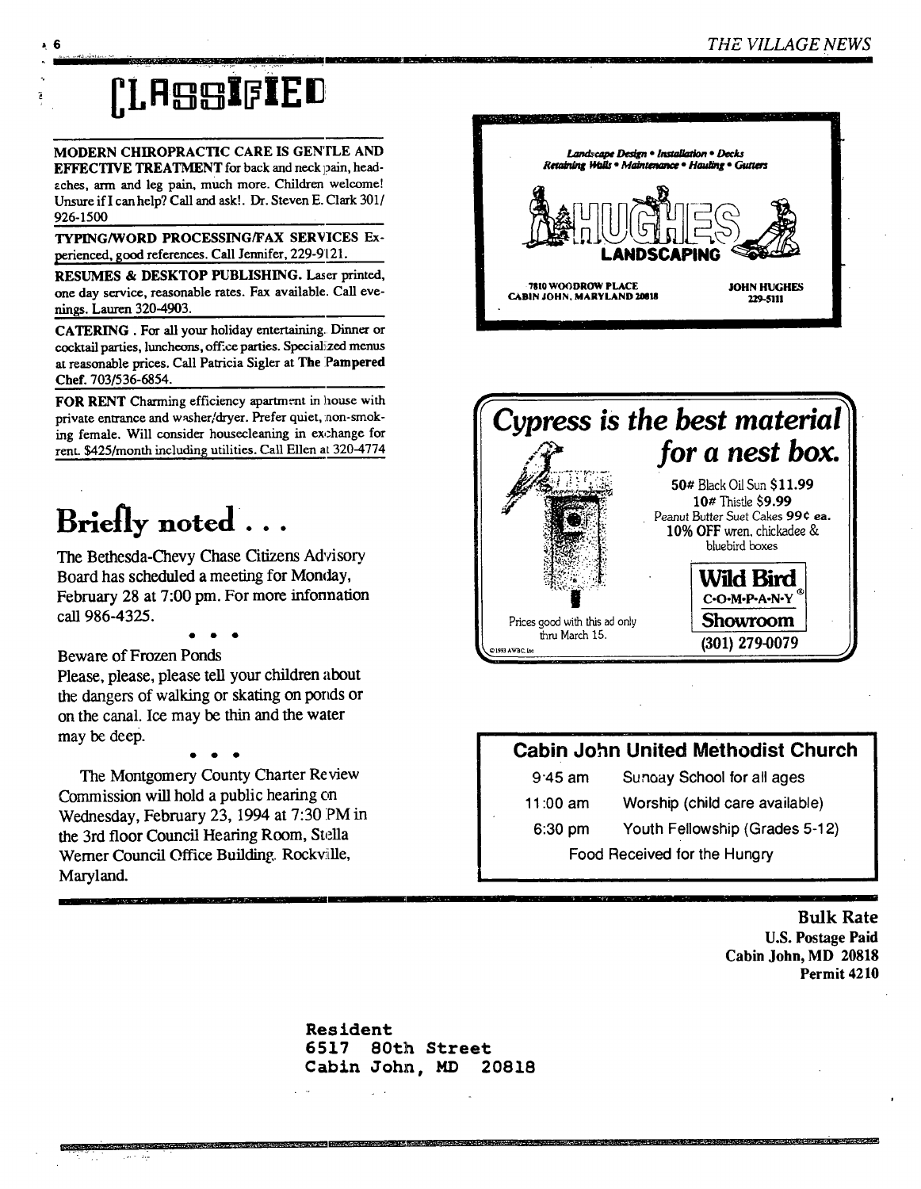# CLASSIFIED

**MODERN CHIROPRACTIC CARE IS GENTLE AND EFFECTIVE TREATMENT** for back and neck pain, headaches, arm and leg pain, much more. Children welcome! Unsure if I can help? Call and ask!. Dr. Steven E. Clark 301/926-1500

**TYPING/WORD PROCESSING/FAX SERVICES** Experienced, good references. Call Jennifer, 229-9121.

**RESUMES & DESKTOP PUBLISHING.** Laser printed, one day service, reasonable rates. Fax available. Call evenings. Lauren 320-4903.

**CATERING** . For all your holiday entertaining. Dinner or cocktail parties, luncheons, office parties. Specialized menus at reasonable prices. Call Patricia Sigler at **The Pampered Chef.** 703/536-6854.

**FOR RENT** Charming efficiency apartment in house with private entrance and washer/dryer. Prefer quiet, non-smoking female. Will consider housecleaning in exchange for rent. $425/month including utilities. Call Ellen at 320-4774

# Briefly noted . . .

The Bethesda-Chevy Chase Citizens Advisory Board has scheduled a meeting for Monday, February 28 at 7:00 pm. For more information call 986-4325.

• • •

Beware of Frozen Ponds

Please, please, please tell your children about the dangers of walking or skating on ponds or on the canal. Ice may be thin and the water may be deep.

• • •

The Montgomery County Charter Review Commission will hold a public hearing on Wednesday, February 23, 1994 at 7:30 PM in the 3rd floor Council Hearing Room, Stella Werner Council Office Building. Rockville, Maryland.

*Landscape Design • Installation • Decks*
*Retaining Walls • Maintenance • Hauling • Gutters*

**HUGHES LANDSCAPING**

7810 WOODROW PLACE
CABIN JOHN, MARYLAND 20818

JOHN HUGHES
229-5111

***Cypress is the best material for a nest box.***

**50# Black Oil Sun $11.99**
**10# Thistle $9.99**
Peanut Butter Suet Cakes **99¢ *ea.***
**10% OFF** wren, chickadee & bluebird boxes

Prices good with this ad only thru March 15.

**Wild Bird C·O·M·P·A·N·Y® Showroom**
**(301) 279-0079**

©1993 AWBC Inc

## Cabin John United Methodist Church

9:45 am — Sunday School for all ages
11:00 am — Worship (child care available)
6:30 pm — Youth Fellowship (Grades 5-12)

Food Received for the Hungry

**Bulk Rate**
**U.S. Postage Paid**
**Cabin John, MD 20818**
**Permit 4210**

Resident
6517 80th Street
Cabin John, MD 20818